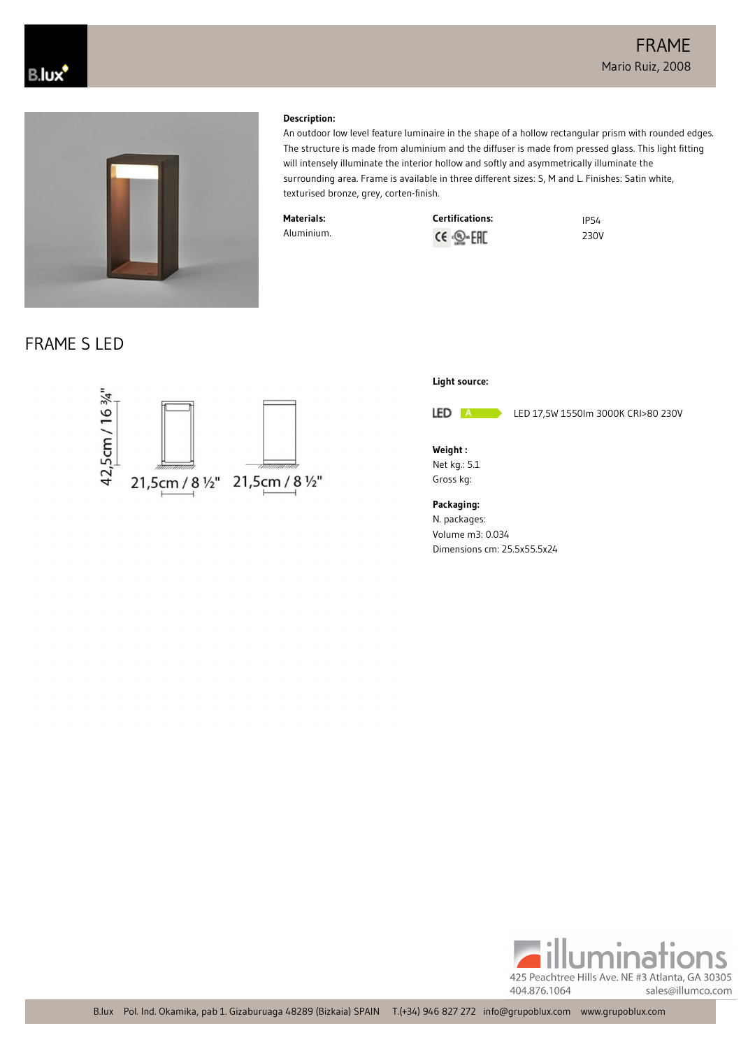# FRAME

Mario Ruiz, 2008

**Description:**

An outdoor low level feature luminaire in the shape of a hollow rectangular prism with rounded edges. The structure is made from aluminium and the diffuser is made from pressed glass. This light fitting will intensely illuminate the interior hollow and softly and asymmetrically illuminate the surrounding area. Frame is available in three different sizes: S, M and L. Finishes: Satin white, texturised bronze, grey, corten-finish.

**Materials:**

Aluminium.

**Certifications:**

IP54

230V

## FRAME S LED

42,5cm / 16 ¾"

21,5cm / 8 ½"    21,5cm / 8 ½"

**Light source:**

LED A — LED 17,5W 1550lm 3000K CRI>80 230V

**Weight :**

Net kg.: 5.1

Gross kg:

**Packaging:**

N. packages:

Volume m3: 0.034

Dimensions cm: 25.5x55.5x24

illuminations

425 Peachtree Hills Ave. NE #3 Atlanta, GA 30305

404.876.1064    sales@illumco.com

B.lux    Pol. Ind. Okamika, pab 1. Gizaburuaga 48289 (Bizkaia) SPAIN    T.(+34) 946 827 272    info@grupoblux.com    www.grupoblux.com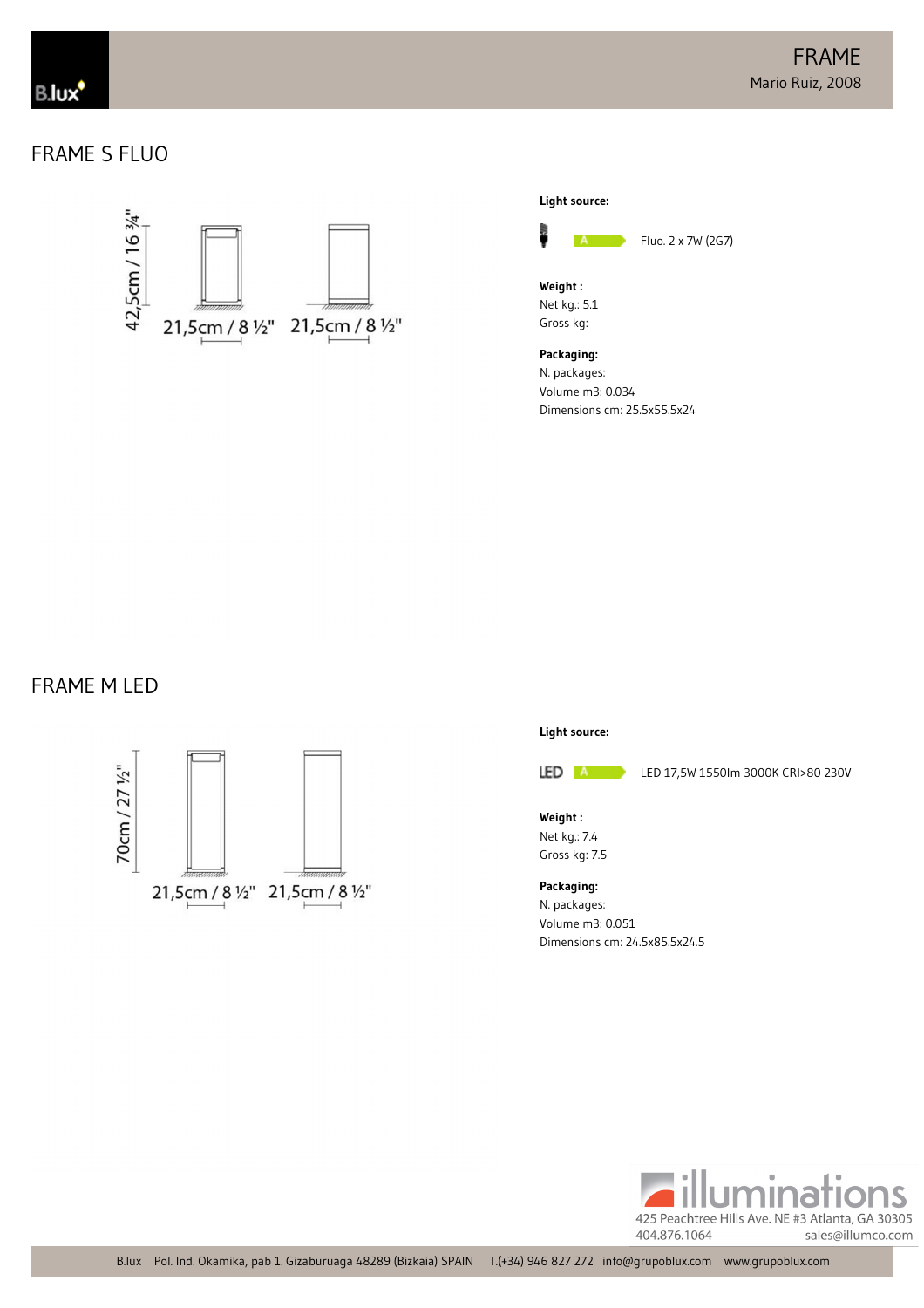# FRAME

Mario Ruiz, 2008

## FRAME S FLUO

42,5cm / 16 ¾"

21,5cm / 8 ½"  21,5cm / 8 ½"

**Light source:**

A  Fluo. 2 x 7W (2G7)

**Weight :**

Net kg.: 5.1

Gross kg:

**Packaging:**

N. packages:

Volume m3: 0.034

Dimensions cm: 25.5x55.5x24

## FRAME M LED

70cm / 27 ½"

21,5cm / 8 ½"  21,5cm / 8 ½"

**Light source:**

LED  A  LED 17,5W 1550lm 3000K CRI>80 230V

**Weight :**

Net kg.: 7.4

Gross kg: 7.5

**Packaging:**

N. packages:

Volume m3: 0.051

Dimensions cm: 24.5x85.5x24.5

illuminations

425 Peachtree Hills Ave. NE #3 Atlanta, GA 30305

404.876.1064  sales@illumco.com

B.lux  Pol. Ind. Okamika, pab 1. Gizaburuaga 48289 (Bizkaia) SPAIN  T.(+34) 946 827 272  info@grupoblux.com  www.grupoblux.com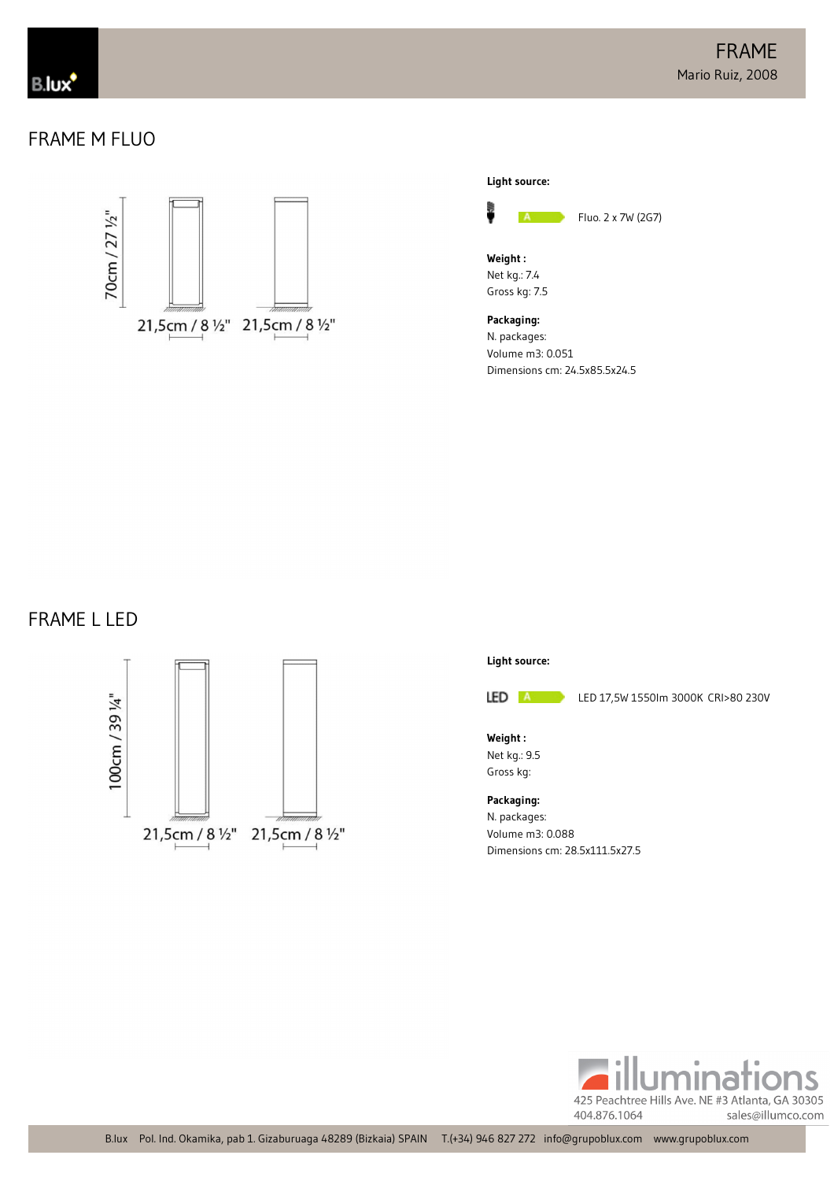# FRAME

Mario Ruiz, 2008

## FRAME M FLUO

70cm / 27 ½"

21,5cm / 8 ½"   21,5cm / 8 ½"

**Light source:**

A   Fluo. 2 x 7W (2G7)

**Weight :**
Net kg.: 7.4
Gross kg: 7.5

**Packaging:**
N. packages:
Volume m3: 0.051
Dimensions cm: 24.5x85.5x24.5

## FRAME L LED

100cm / 39 ¼"

21,5cm / 8 ½"   21,5cm / 8 ½"

**Light source:**

LED   A   LED 17,5W 1550lm 3000K CRI>80 230V

**Weight :**
Net kg.: 9.5
Gross kg:

**Packaging:**
N. packages:
Volume m3: 0.088
Dimensions cm: 28.5x111.5x27.5

illuminations
425 Peachtree Hills Ave. NE #3 Atlanta, GA 30305
404.876.1064   sales@illumco.com

B.lux   Pol. Ind. Okamika, pab 1. Gizaburuaga 48289 (Bizkaia) SPAIN   T.(+34) 946 827 272   info@grupoblux.com   www.grupoblux.com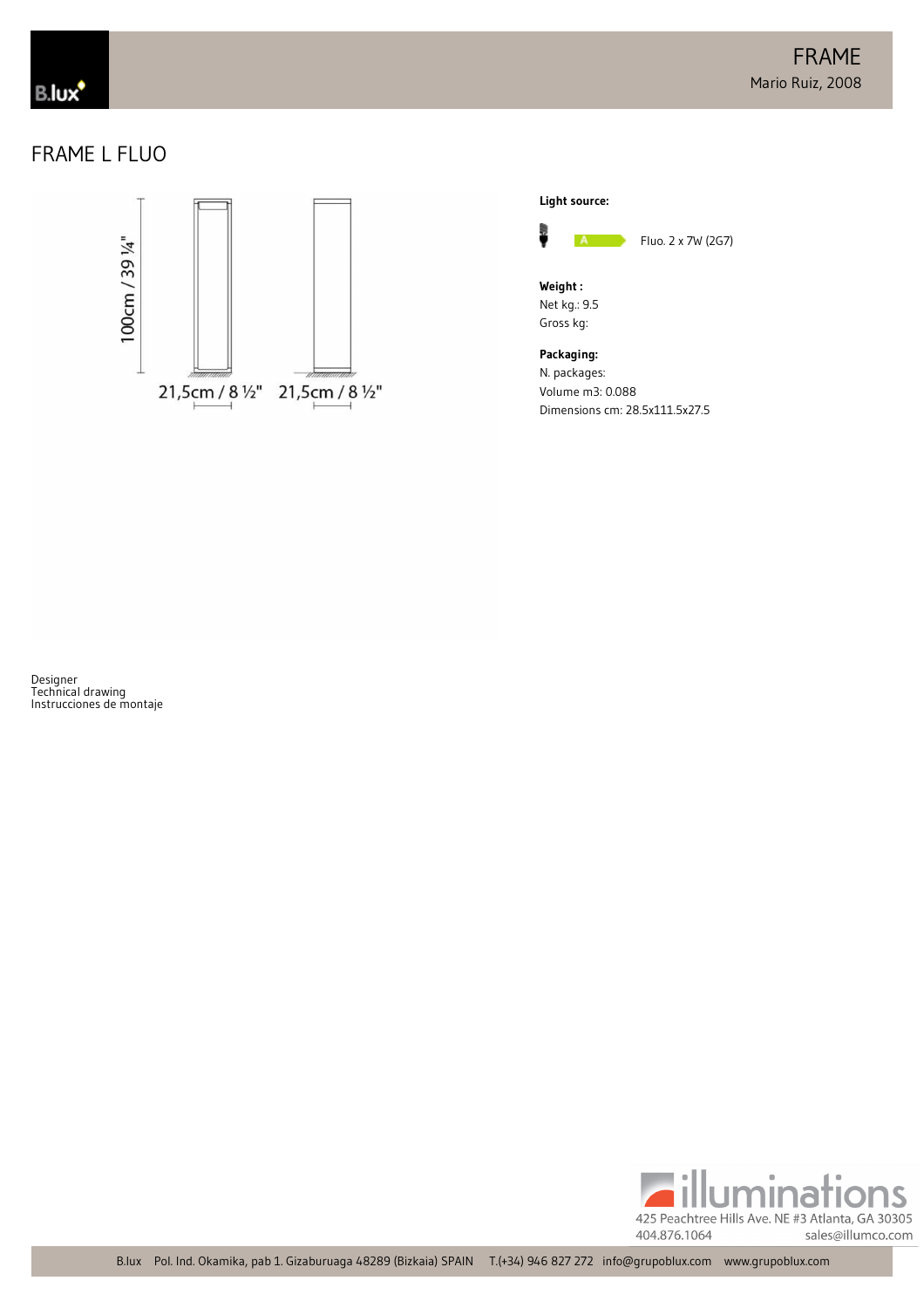# FRAME L FLUO

100cm / 39 ¼"

21,5cm / 8 ½"   21,5cm / 8 ½"

**Light source:**

A   Fluo. 2 x 7W (2G7)

**Weight :**
Net kg.: 9.5
Gross kg:

**Packaging:**
N. packages:
Volume m3: 0.088
Dimensions cm: 28.5x111.5x27.5

Designer
Technical drawing
Instrucciones de montaje

illuminations
425 Peachtree Hills Ave. NE #3 Atlanta, GA 30305
404.876.1064   sales@illumco.com